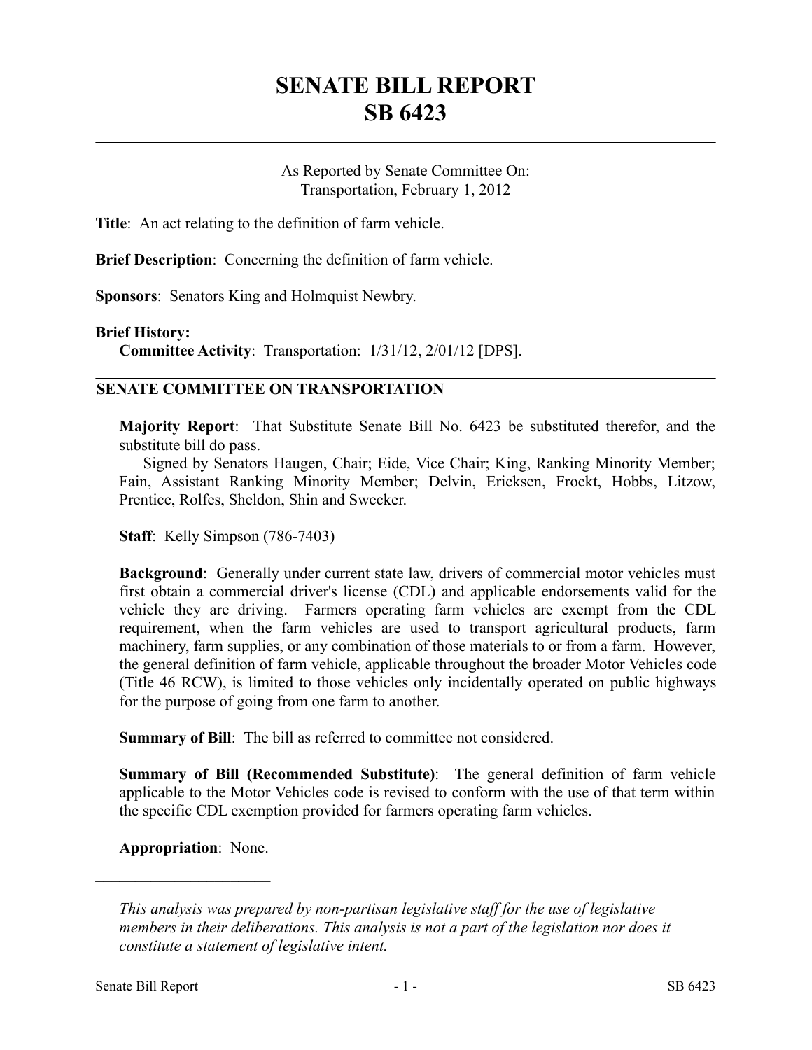# SENATE BILL REPORT
# SB 6423

As Reported by Senate Committee On:
Transportation, February 1, 2012

**Title**: An act relating to the definition of farm vehicle.

**Brief Description**: Concerning the definition of farm vehicle.

**Sponsors**: Senators King and Holmquist Newbry.

**Brief History:**
**Committee Activity**: Transportation: 1/31/12, 2/01/12 [DPS].

## SENATE COMMITTEE ON TRANSPORTATION

**Majority Report**: That Substitute Senate Bill No. 6423 be substituted therefor, and the substitute bill do pass.
Signed by Senators Haugen, Chair; Eide, Vice Chair; King, Ranking Minority Member; Fain, Assistant Ranking Minority Member; Delvin, Ericksen, Frockt, Hobbs, Litzow, Prentice, Rolfes, Sheldon, Shin and Swecker.

**Staff**: Kelly Simpson (786-7403)

**Background**: Generally under current state law, drivers of commercial motor vehicles must first obtain a commercial driver's license (CDL) and applicable endorsements valid for the vehicle they are driving. Farmers operating farm vehicles are exempt from the CDL requirement, when the farm vehicles are used to transport agricultural products, farm machinery, farm supplies, or any combination of those materials to or from a farm. However, the general definition of farm vehicle, applicable throughout the broader Motor Vehicles code (Title 46 RCW), is limited to those vehicles only incidentally operated on public highways for the purpose of going from one farm to another.

**Summary of Bill**: The bill as referred to committee not considered.

**Summary of Bill (Recommended Substitute)**: The general definition of farm vehicle applicable to the Motor Vehicles code is revised to conform with the use of that term within the specific CDL exemption provided for farmers operating farm vehicles.

**Appropriation**: None.

---

*This analysis was prepared by non-partisan legislative staff for the use of legislative members in their deliberations. This analysis is not a part of the legislation nor does it constitute a statement of legislative intent.*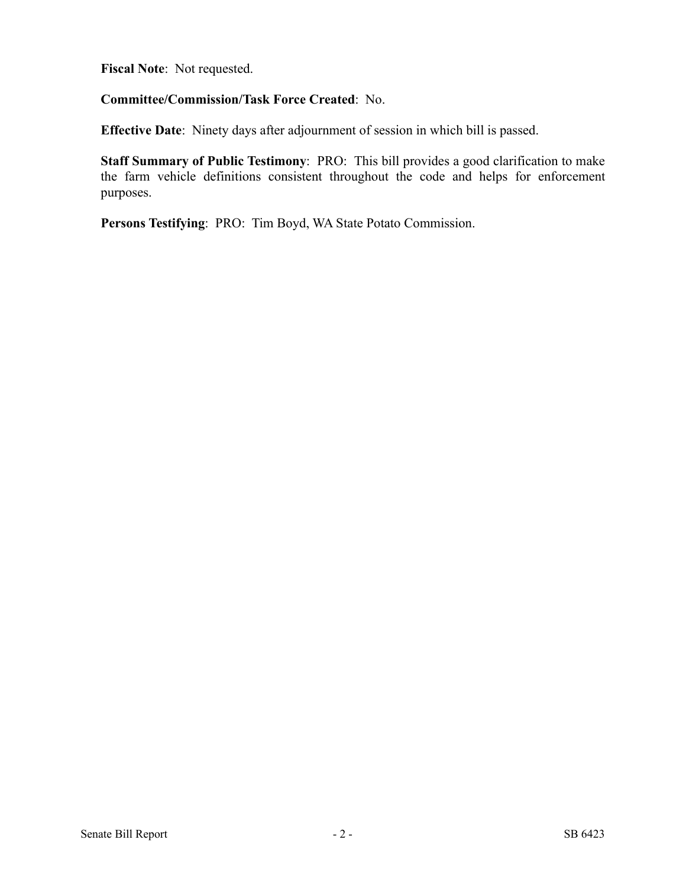**Fiscal Note**: Not requested.

**Committee/Commission/Task Force Created**: No.

**Effective Date**: Ninety days after adjournment of session in which bill is passed.

**Staff Summary of Public Testimony**: PRO: This bill provides a good clarification to make the farm vehicle definitions consistent throughout the code and helps for enforcement purposes.

**Persons Testifying**: PRO: Tim Boyd, WA State Potato Commission.